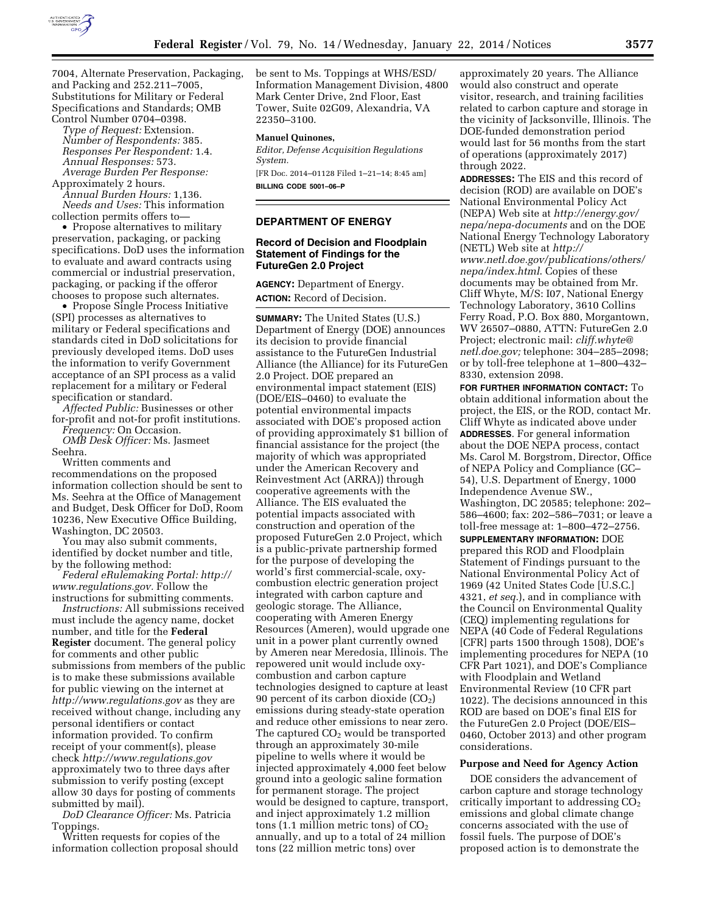7004, Alternate Preservation, Packaging, and Packing and 252.211–7005, Substitutions for Military or Federal Specifications and Standards; OMB Control Number 0704–0398.

*Type of Request:* Extension.
*Number of Respondents:* 385.
*Responses Per Respondent:* 1.4.
*Annual Responses:* 573.
*Average Burden Per Response:* Approximately 2 hours.
*Annual Burden Hours:* 1,136.
*Needs and Uses:* This information collection permits offers to—

- Propose alternatives to military preservation, packaging, or packing specifications. DoD uses the information to evaluate and award contracts using commercial or industrial preservation, packaging, or packing if the offeror chooses to propose such alternates.
- Propose Single Process Initiative (SPI) processes as alternatives to military or Federal specifications and standards cited in DoD solicitations for previously developed items. DoD uses the information to verify Government acceptance of an SPI process as a valid replacement for a military or Federal specification or standard.

*Affected Public:* Businesses or other for-profit and not-for profit institutions.
*Frequency:* On Occasion.
*OMB Desk Officer:* Ms. Jasmeet Seehra.

Written comments and recommendations on the proposed information collection should be sent to Ms. Seehra at the Office of Management and Budget, Desk Officer for DoD, Room 10236, New Executive Office Building, Washington, DC 20503.

You may also submit comments, identified by docket number and title, by the following method:

*Federal eRulemaking Portal: http://www.regulations.gov.* Follow the instructions for submitting comments.

*Instructions:* All submissions received must include the agency name, docket number, and title for the **Federal Register** document. The general policy for comments and other public submissions from members of the public is to make these submissions available for public viewing on the internet at *http://www.regulations.gov* as they are received without change, including any personal identifiers or contact information provided. To confirm receipt of your comment(s), please check *http://www.regulations.gov* approximately two to three days after submission to verify posting (except allow 30 days for posting of comments submitted by mail).

*DoD Clearance Officer:* Ms. Patricia Toppings.

Written requests for copies of the information collection proposal should be sent to Ms. Toppings at WHS/ESD/Information Management Division, 4800 Mark Center Drive, 2nd Floor, East Tower, Suite 02G09, Alexandria, VA 22350–3100.

**Manuel Quinones,**
*Editor, Defense Acquisition Regulations System.*

[FR Doc. 2014–01128 Filed 1–21–14; 8:45 am]

**BILLING CODE 5001–06–P**

## DEPARTMENT OF ENERGY

### Record of Decision and Floodplain Statement of Findings for the FutureGen 2.0 Project

**AGENCY:** Department of Energy.

**ACTION:** Record of Decision.

**SUMMARY:** The United States (U.S.) Department of Energy (DOE) announces its decision to provide financial assistance to the FutureGen Industrial Alliance (the Alliance) for its FutureGen 2.0 Project. DOE prepared an environmental impact statement (EIS) (DOE/EIS–0460) to evaluate the potential environmental impacts associated with DOE's proposed action of providing approximately $1 billion of financial assistance for the project (the majority of which was appropriated under the American Recovery and Reinvestment Act (ARRA)) through cooperative agreements with the Alliance. The EIS evaluated the potential impacts associated with construction and operation of the proposed FutureGen 2.0 Project, which is a public-private partnership formed for the purpose of developing the world's first commercial-scale, oxy-combustion electric generation project integrated with carbon capture and geologic storage. The Alliance, cooperating with Ameren Energy Resources (Ameren), would upgrade one unit in a power plant currently owned by Ameren near Meredosia, Illinois. The repowered unit would include oxy-combustion and carbon capture technologies designed to capture at least 90 percent of its carbon dioxide ($CO_2$) emissions during steady-state operation and reduce other emissions to near zero. The captured $CO_2$ would be transported through an approximately 30-mile pipeline to wells where it would be injected approximately 4,000 feet below ground into a geologic saline formation for permanent storage. The project would be designed to capture, transport, and inject approximately 1.2 million tons (1.1 million metric tons) of $CO_2$ annually, and up to a total of 24 million tons (22 million metric tons) over approximately 20 years. The Alliance would also construct and operate visitor, research, and training facilities related to carbon capture and storage in the vicinity of Jacksonville, Illinois. The DOE-funded demonstration period would last for 56 months from the start of operations (approximately 2017) through 2022.

**ADDRESSES:** The EIS and this record of decision (ROD) are available on DOE's National Environmental Policy Act (NEPA) Web site at *http://energy.gov/nepa/nepa-documents* and on the DOE National Energy Technology Laboratory (NETL) Web site at *http://www.netl.doe.gov/publications/others/nepa/index.html*. Copies of these documents may be obtained from Mr. Cliff Whyte, M/S: I07, National Energy Technology Laboratory, 3610 Collins Ferry Road, P.O. Box 880, Morgantown, WV 26507–0880, ATTN: FutureGen 2.0 Project; electronic mail: *cliff.whyte@netl.doe.gov;* telephone: 304–285–2098; or by toll-free telephone at 1–800–432–8330, extension 2098.

**FOR FURTHER INFORMATION CONTACT:** To obtain additional information about the project, the EIS, or the ROD, contact Mr. Cliff Whyte as indicated above under **ADDRESSES**. For general information about the DOE NEPA process, contact Ms. Carol M. Borgstrom, Director, Office of NEPA Policy and Compliance (GC–54), U.S. Department of Energy, 1000 Independence Avenue SW., Washington, DC 20585; telephone: 202–586–4600; fax: 202–586–7031; or leave a toll-free message at: 1–800–472–2756.

**SUPPLEMENTARY INFORMATION:** DOE prepared this ROD and Floodplain Statement of Findings pursuant to the National Environmental Policy Act of 1969 (42 United States Code [U.S.C.] 4321, *et seq.*), and in compliance with the Council on Environmental Quality (CEQ) implementing regulations for NEPA (40 Code of Federal Regulations [CFR] parts 1500 through 1508), DOE's implementing procedures for NEPA (10 CFR Part 1021), and DOE's Compliance with Floodplain and Wetland Environmental Review (10 CFR part 1022). The decisions announced in this ROD are based on DOE's final EIS for the FutureGen 2.0 Project (DOE/EIS–0460, October 2013) and other program considerations.

#### Purpose and Need for Agency Action

DOE considers the advancement of carbon capture and storage technology critically important to addressing $CO_2$ emissions and global climate change concerns associated with the use of fossil fuels. The purpose of DOE's proposed action is to demonstrate the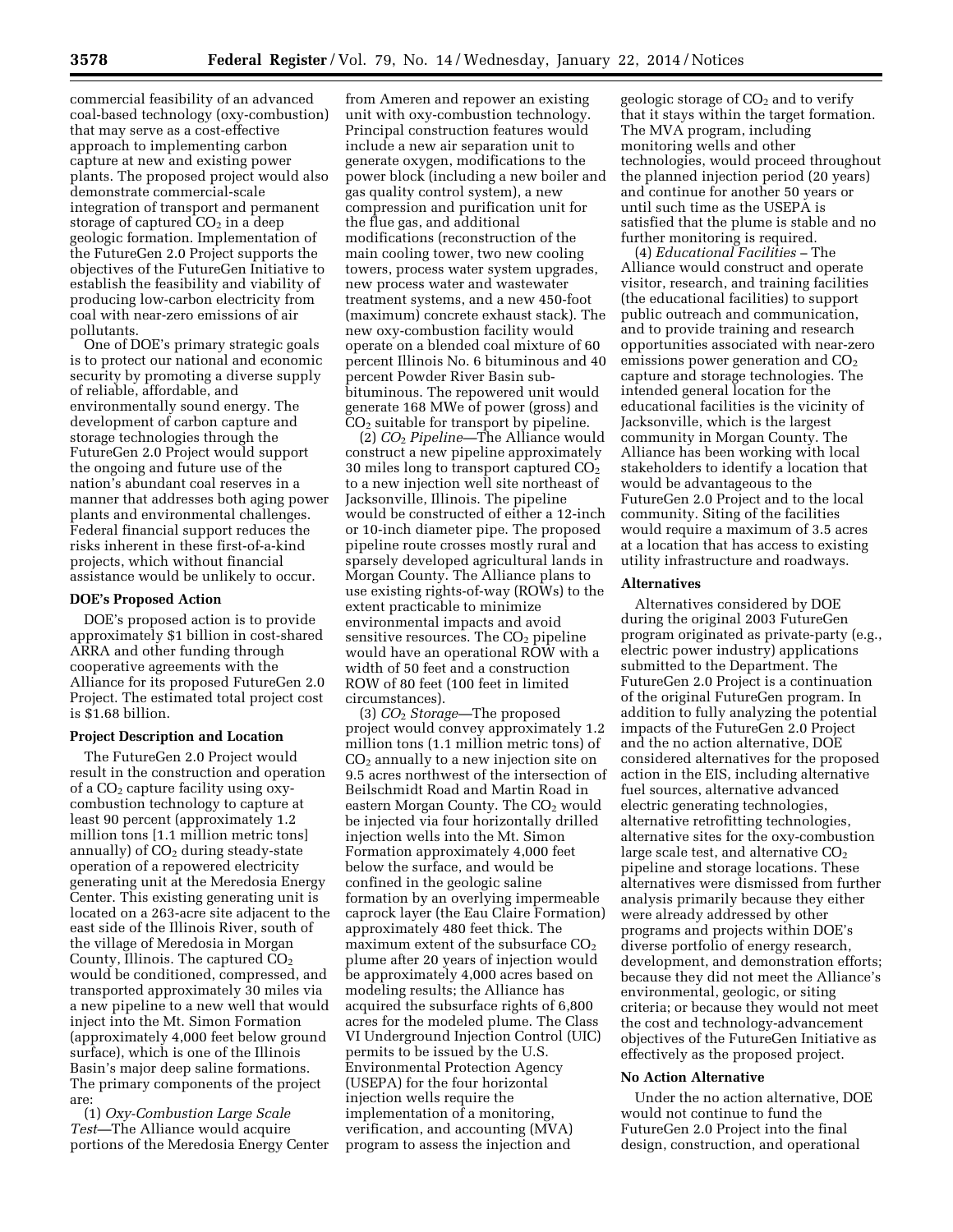commercial feasibility of an advanced coal-based technology (oxy-combustion) that may serve as a cost-effective approach to implementing carbon capture at new and existing power plants. The proposed project would also demonstrate commercial-scale integration of transport and permanent storage of captured $CO_2$ in a deep geologic formation. Implementation of the FutureGen 2.0 Project supports the objectives of the FutureGen Initiative to establish the feasibility and viability of producing low-carbon electricity from coal with near-zero emissions of air pollutants.

One of DOE's primary strategic goals is to protect our national and economic security by promoting a diverse supply of reliable, affordable, and environmentally sound energy. The development of carbon capture and storage technologies through the FutureGen 2.0 Project would support the ongoing and future use of the nation's abundant coal reserves in a manner that addresses both aging power plants and environmental challenges. Federal financial support reduces the risks inherent in these first-of-a-kind projects, which without financial assistance would be unlikely to occur.

**DOE's Proposed Action**

DOE's proposed action is to provide approximately $1 billion in cost-shared ARRA and other funding through cooperative agreements with the Alliance for its proposed FutureGen 2.0 Project. The estimated total project cost is $1.68 billion.

**Project Description and Location**

The FutureGen 2.0 Project would result in the construction and operation of a $CO_2$ capture facility using oxy-combustion technology to capture at least 90 percent (approximately 1.2 million tons [1.1 million metric tons] annually) of $CO_2$ during steady-state operation of a repowered electricity generating unit at the Meredosia Energy Center. This existing generating unit is located on a 263-acre site adjacent to the east side of the Illinois River, south of the village of Meredosia in Morgan County, Illinois. The captured $CO_2$ would be conditioned, compressed, and transported approximately 30 miles via a new pipeline to a new well that would inject into the Mt. Simon Formation (approximately 4,000 feet below ground surface), which is one of the Illinois Basin's major deep saline formations. The primary components of the project are:

(1) *Oxy-Combustion Large Scale Test*—The Alliance would acquire portions of the Meredosia Energy Center from Ameren and repower an existing unit with oxy-combustion technology. Principal construction features would include a new air separation unit to generate oxygen, modifications to the power block (including a new boiler and gas quality control system), a new compression and purification unit for the flue gas, and additional modifications (reconstruction of the main cooling tower, two new cooling towers, process water system upgrades, new process water and wastewater treatment systems, and a new 450-foot (maximum) concrete exhaust stack). The new oxy-combustion facility would operate on a blended coal mixture of 60 percent Illinois No. 6 bituminous and 40 percent Powder River Basin sub-bituminous. The repowered unit would generate 168 MWe of power (gross) and $CO_2$ suitable for transport by pipeline.

(2) *$CO_2$ Pipeline*—The Alliance would construct a new pipeline approximately 30 miles long to transport captured $CO_2$ to a new injection well site northeast of Jacksonville, Illinois. The pipeline would be constructed of either a 12-inch or 10-inch diameter pipe. The proposed pipeline route crosses mostly rural and sparsely developed agricultural lands in Morgan County. The Alliance plans to use existing rights-of-way (ROWs) to the extent practicable to minimize environmental impacts and avoid sensitive resources. The $CO_2$ pipeline would have an operational ROW with a width of 50 feet and a construction ROW of 80 feet (100 feet in limited circumstances).

(3) *$CO_2$ Storage*—The proposed project would convey approximately 1.2 million tons (1.1 million metric tons) of $CO_2$ annually to a new injection site on 9.5 acres northwest of the intersection of Beilschmidt Road and Martin Road in eastern Morgan County. The $CO_2$ would be injected via four horizontally drilled injection wells into the Mt. Simon Formation approximately 4,000 feet below the surface, and would be confined in the geologic saline formation by an overlying impermeable caprock layer (the Eau Claire Formation) approximately 480 feet thick. The maximum extent of the subsurface $CO_2$ plume after 20 years of injection would be approximately 4,000 acres based on modeling results; the Alliance has acquired the subsurface rights of 6,800 acres for the modeled plume. The Class VI Underground Injection Control (UIC) permits to be issued by the U.S. Environmental Protection Agency (USEPA) for the four horizontal injection wells require the implementation of a monitoring, verification, and accounting (MVA) program to assess the injection and geologic storage of $CO_2$ and to verify that it stays within the target formation. The MVA program, including monitoring wells and other technologies, would proceed throughout the planned injection period (20 years) and continue for another 50 years or until such time as the USEPA is satisfied that the plume is stable and no further monitoring is required.

(4) *Educational Facilities* – The Alliance would construct and operate visitor, research, and training facilities (the educational facilities) to support public outreach and communication, and to provide training and research opportunities associated with near-zero emissions power generation and $CO_2$ capture and storage technologies. The intended general location for the educational facilities is the vicinity of Jacksonville, which is the largest community in Morgan County. The Alliance has been working with local stakeholders to identify a location that would be advantageous to the FutureGen 2.0 Project and to the local community. Siting of the facilities would require a maximum of 3.5 acres at a location that has access to existing utility infrastructure and roadways.

**Alternatives**

Alternatives considered by DOE during the original 2003 FutureGen program originated as private-party (e.g., electric power industry) applications submitted to the Department. The FutureGen 2.0 Project is a continuation of the original FutureGen program. In addition to fully analyzing the potential impacts of the FutureGen 2.0 Project and the no action alternative, DOE considered alternatives for the proposed action in the EIS, including alternative fuel sources, alternative advanced electric generating technologies, alternative retrofitting technologies, alternative sites for the oxy-combustion large scale test, and alternative $CO_2$ pipeline and storage locations. These alternatives were dismissed from further analysis primarily because they either were already addressed by other programs and projects within DOE's diverse portfolio of energy research, development, and demonstration efforts; because they did not meet the Alliance's environmental, geologic, or siting criteria; or because they would not meet the cost and technology-advancement objectives of the FutureGen Initiative as effectively as the proposed project.

**No Action Alternative**

Under the no action alternative, DOE would not continue to fund the FutureGen 2.0 Project into the final design, construction, and operational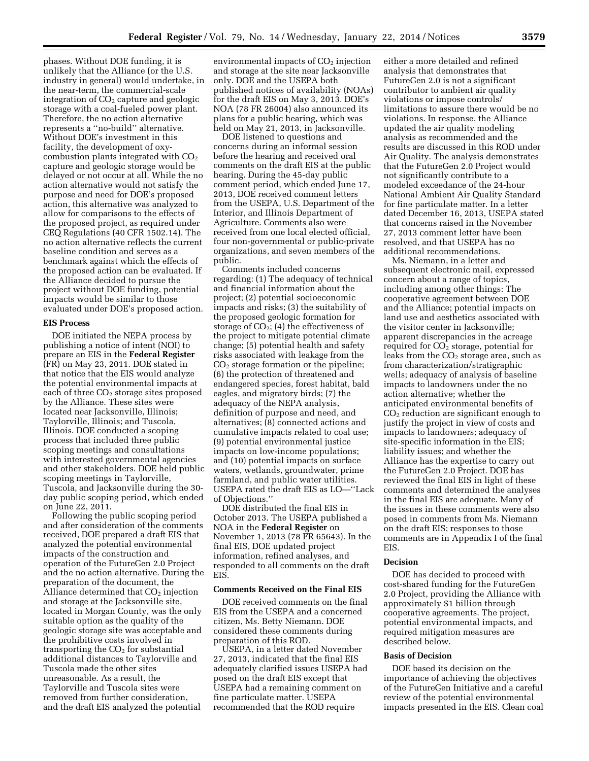phases. Without DOE funding, it is unlikely that the Alliance (or the U.S. industry in general) would undertake, in the near-term, the commercial-scale integration of $CO_2$ capture and geologic storage with a coal-fueled power plant. Therefore, the no action alternative represents a ''no-build'' alternative. Without DOE's investment in this facility, the development of oxy-combustion plants integrated with $CO_2$ capture and geologic storage would be delayed or not occur at all. While the no action alternative would not satisfy the purpose and need for DOE's proposed action, this alternative was analyzed to allow for comparisons to the effects of the proposed project, as required under CEQ Regulations (40 CFR 1502.14). The no action alternative reflects the current baseline condition and serves as a benchmark against which the effects of the proposed action can be evaluated. If the Alliance decided to pursue the project without DOE funding, potential impacts would be similar to those evaluated under DOE's proposed action.

**EIS Process**

DOE initiated the NEPA process by publishing a notice of intent (NOI) to prepare an EIS in the **Federal Register** (FR) on May 23, 2011. DOE stated in that notice that the EIS would analyze the potential environmental impacts at each of three $CO_2$ storage sites proposed by the Alliance. These sites were located near Jacksonville, Illinois; Taylorville, Illinois; and Tuscola, Illinois. DOE conducted a scoping process that included three public scoping meetings and consultations with interested governmental agencies and other stakeholders. DOE held public scoping meetings in Taylorville, Tuscola, and Jacksonville during the 30-day public scoping period, which ended on June 22, 2011.

Following the public scoping period and after consideration of the comments received, DOE prepared a draft EIS that analyzed the potential environmental impacts of the construction and operation of the FutureGen 2.0 Project and the no action alternative. During the preparation of the document, the Alliance determined that $CO_2$ injection and storage at the Jacksonville site, located in Morgan County, was the only suitable option as the quality of the geologic storage site was acceptable and the prohibitive costs involved in transporting the $CO_2$ for substantial additional distances to Taylorville and Tuscola made the other sites unreasonable. As a result, the Taylorville and Tuscola sites were removed from further consideration, and the draft EIS analyzed the potential environmental impacts of $CO_2$ injection and storage at the site near Jacksonville only. DOE and the USEPA both published notices of availability (NOAs) for the draft EIS on May 3, 2013. DOE's NOA (78 FR 26004) also announced its plans for a public hearing, which was held on May 21, 2013, in Jacksonville.

DOE listened to questions and concerns during an informal session before the hearing and received oral comments on the draft EIS at the public hearing. During the 45-day public comment period, which ended June 17, 2013, DOE received comment letters from the USEPA, U.S. Department of the Interior, and Illinois Department of Agriculture. Comments also were received from one local elected official, four non-governmental or public-private organizations, and seven members of the public.

Comments included concerns regarding: (1) The adequacy of technical and financial information about the project; (2) potential socioeconomic impacts and risks; (3) the suitability of the proposed geologic formation for storage of $CO_2$; (4) the effectiveness of the project to mitigate potential climate change; (5) potential health and safety risks associated with leakage from the $CO_2$ storage formation or the pipeline; (6) the protection of threatened and endangered species, forest habitat, bald eagles, and migratory birds; (7) the adequacy of the NEPA analysis, definition of purpose and need, and alternatives; (8) connected actions and cumulative impacts related to coal use; (9) potential environmental justice impacts on low-income populations; and (10) potential impacts on surface waters, wetlands, groundwater, prime farmland, and public water utilities. USEPA rated the draft EIS as LO—''Lack of Objections.''

DOE distributed the final EIS in October 2013. The USEPA published a NOA in the **Federal Register** on November 1, 2013 (78 FR 65643). In the final EIS, DOE updated project information, refined analyses, and responded to all comments on the draft EIS.

**Comments Received on the Final EIS**

DOE received comments on the final EIS from the USEPA and a concerned citizen, Ms. Betty Niemann. DOE considered these comments during preparation of this ROD.

USEPA, in a letter dated November 27, 2013, indicated that the final EIS adequately clarified issues USEPA had posed on the draft EIS except that USEPA had a remaining comment on fine particulate matter. USEPA recommended that the ROD require either a more detailed and refined analysis that demonstrates that FutureGen 2.0 is not a significant contributor to ambient air quality violations or impose controls/limitations to assure there would be no violations. In response, the Alliance updated the air quality modeling analysis as recommended and the results are discussed in this ROD under Air Quality. The analysis demonstrates that the FutureGen 2.0 Project would not significantly contribute to a modeled exceedance of the 24-hour National Ambient Air Quality Standard for fine particulate matter. In a letter dated December 16, 2013, USEPA stated that concerns raised in the November 27, 2013 comment letter have been resolved, and that USEPA has no additional recommendations.

Ms. Niemann, in a letter and subsequent electronic mail, expressed concern about a range of topics, including among other things: The cooperative agreement between DOE and the Alliance; potential impacts on land use and aesthetics associated with the visitor center in Jacksonville; apparent discrepancies in the acreage required for $CO_2$ storage, potential for leaks from the $CO_2$ storage area, such as from characterization/stratigraphic wells; adequacy of analysis of baseline impacts to landowners under the no action alternative; whether the anticipated environmental benefits of $CO_2$ reduction are significant enough to justify the project in view of costs and impacts to landowners; adequacy of site-specific information in the EIS; liability issues; and whether the Alliance has the expertise to carry out the FutureGen 2.0 Project. DOE has reviewed the final EIS in light of these comments and determined the analyses in the final EIS are adequate. Many of the issues in these comments were also posed in comments from Ms. Niemann on the draft EIS; responses to those comments are in Appendix I of the final EIS.

**Decision**

DOE has decided to proceed with cost-shared funding for the FutureGen 2.0 Project, providing the Alliance with approximately $1 billion through cooperative agreements. The project, potential environmental impacts, and required mitigation measures are described below.

**Basis of Decision**

DOE based its decision on the importance of achieving the objectives of the FutureGen Initiative and a careful review of the potential environmental impacts presented in the EIS. Clean coal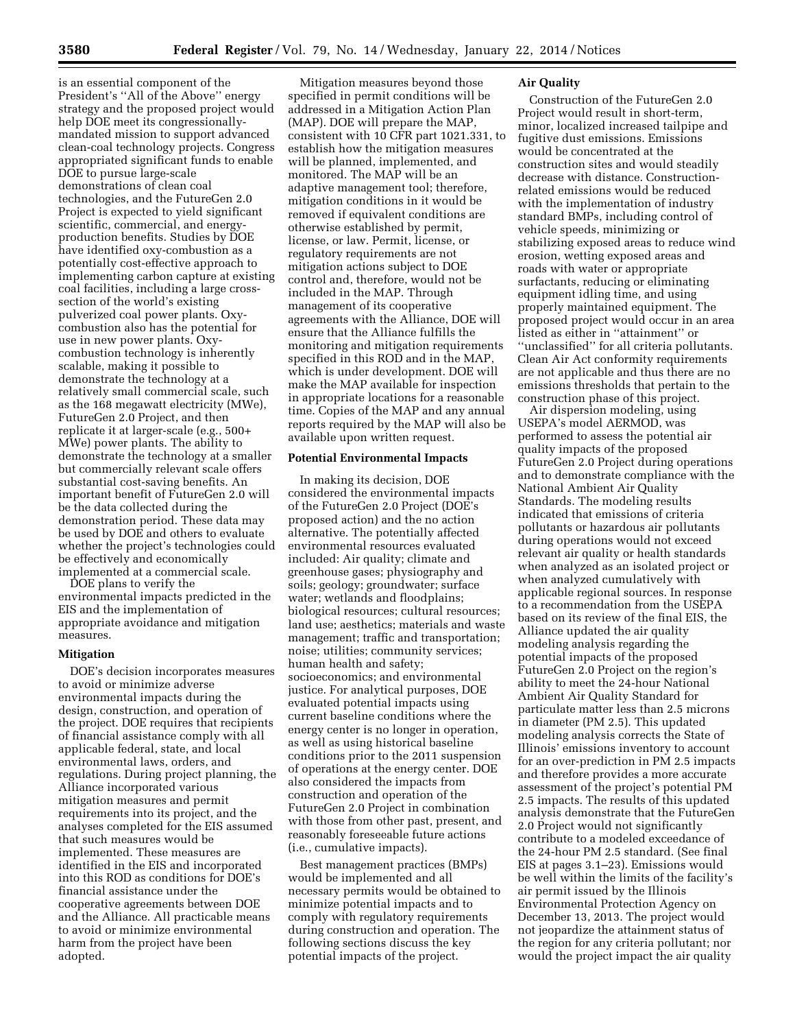is an essential component of the President's ''All of the Above'' energy strategy and the proposed project would help DOE meet its congressionally-mandated mission to support advanced clean-coal technology projects. Congress appropriated significant funds to enable DOE to pursue large-scale demonstrations of clean coal technologies, and the FutureGen 2.0 Project is expected to yield significant scientific, commercial, and energy-production benefits. Studies by DOE have identified oxy-combustion as a potentially cost-effective approach to implementing carbon capture at existing coal facilities, including a large cross-section of the world's existing pulverized coal power plants. Oxy-combustion also has the potential for use in new power plants. Oxy-combustion technology is inherently scalable, making it possible to demonstrate the technology at a relatively small commercial scale, such as the 168 megawatt electricity (MWe), FutureGen 2.0 Project, and then replicate it at larger-scale (e.g., 500+ MWe) power plants. The ability to demonstrate the technology at a smaller but commercially relevant scale offers substantial cost-saving benefits. An important benefit of FutureGen 2.0 will be the data collected during the demonstration period. These data may be used by DOE and others to evaluate whether the project's technologies could be effectively and economically implemented at a commercial scale.

DOE plans to verify the environmental impacts predicted in the EIS and the implementation of appropriate avoidance and mitigation measures.

**Mitigation**

DOE's decision incorporates measures to avoid or minimize adverse environmental impacts during the design, construction, and operation of the project. DOE requires that recipients of financial assistance comply with all applicable federal, state, and local environmental laws, orders, and regulations. During project planning, the Alliance incorporated various mitigation measures and permit requirements into its project, and the analyses completed for the EIS assumed that such measures would be implemented. These measures are identified in the EIS and incorporated into this ROD as conditions for DOE's financial assistance under the cooperative agreements between DOE and the Alliance. All practicable means to avoid or minimize environmental harm from the project have been adopted.

Mitigation measures beyond those specified in permit conditions will be addressed in a Mitigation Action Plan (MAP). DOE will prepare the MAP, consistent with 10 CFR part 1021.331, to establish how the mitigation measures will be planned, implemented, and monitored. The MAP will be an adaptive management tool; therefore, mitigation conditions in it would be removed if equivalent conditions are otherwise established by permit, license, or law. Permit, license, or regulatory requirements are not mitigation actions subject to DOE control and, therefore, would not be included in the MAP. Through management of its cooperative agreements with the Alliance, DOE will ensure that the Alliance fulfills the monitoring and mitigation requirements specified in this ROD and in the MAP, which is under development. DOE will make the MAP available for inspection in appropriate locations for a reasonable time. Copies of the MAP and any annual reports required by the MAP will also be available upon written request.

**Potential Environmental Impacts**

In making its decision, DOE considered the environmental impacts of the FutureGen 2.0 Project (DOE's proposed action) and the no action alternative. The potentially affected environmental resources evaluated included: Air quality; climate and greenhouse gases; physiography and soils; geology; groundwater; surface water; wetlands and floodplains; biological resources; cultural resources; land use; aesthetics; materials and waste management; traffic and transportation; noise; utilities; community services; human health and safety; socioeconomics; and environmental justice. For analytical purposes, DOE evaluated potential impacts using current baseline conditions where the energy center is no longer in operation, as well as using historical baseline conditions prior to the 2011 suspension of operations at the energy center. DOE also considered the impacts from construction and operation of the FutureGen 2.0 Project in combination with those from other past, present, and reasonably foreseeable future actions (i.e., cumulative impacts).

Best management practices (BMPs) would be implemented and all necessary permits would be obtained to minimize potential impacts and to comply with regulatory requirements during construction and operation. The following sections discuss the key potential impacts of the project.

**Air Quality**

Construction of the FutureGen 2.0 Project would result in short-term, minor, localized increased tailpipe and fugitive dust emissions. Emissions would be concentrated at the construction sites and would steadily decrease with distance. Construction-related emissions would be reduced with the implementation of industry standard BMPs, including control of vehicle speeds, minimizing or stabilizing exposed areas to reduce wind erosion, wetting exposed areas and roads with water or appropriate surfactants, reducing or eliminating equipment idling time, and using properly maintained equipment. The proposed project would occur in an area listed as either in ''attainment'' or ''unclassified'' for all criteria pollutants. Clean Air Act conformity requirements are not applicable and thus there are no emissions thresholds that pertain to the construction phase of this project.

Air dispersion modeling, using USEPA's model AERMOD, was performed to assess the potential air quality impacts of the proposed FutureGen 2.0 Project during operations and to demonstrate compliance with the National Ambient Air Quality Standards. The modeling results indicated that emissions of criteria pollutants or hazardous air pollutants during operations would not exceed relevant air quality or health standards when analyzed as an isolated project or when analyzed cumulatively with applicable regional sources. In response to a recommendation from the USEPA based on its review of the final EIS, the Alliance updated the air quality modeling analysis regarding the potential impacts of the proposed FutureGen 2.0 Project on the region's ability to meet the 24-hour National Ambient Air Quality Standard for particulate matter less than 2.5 microns in diameter (PM 2.5). This updated modeling analysis corrects the State of Illinois' emissions inventory to account for an over-prediction in PM 2.5 impacts and therefore provides a more accurate assessment of the project's potential PM 2.5 impacts. The results of this updated analysis demonstrate that the FutureGen 2.0 Project would not significantly contribute to a modeled exceedance of the 24-hour PM 2.5 standard. (See final EIS at pages 3.1–23). Emissions would be well within the limits of the facility's air permit issued by the Illinois Environmental Protection Agency on December 13, 2013. The project would not jeopardize the attainment status of the region for any criteria pollutant; nor would the project impact the air quality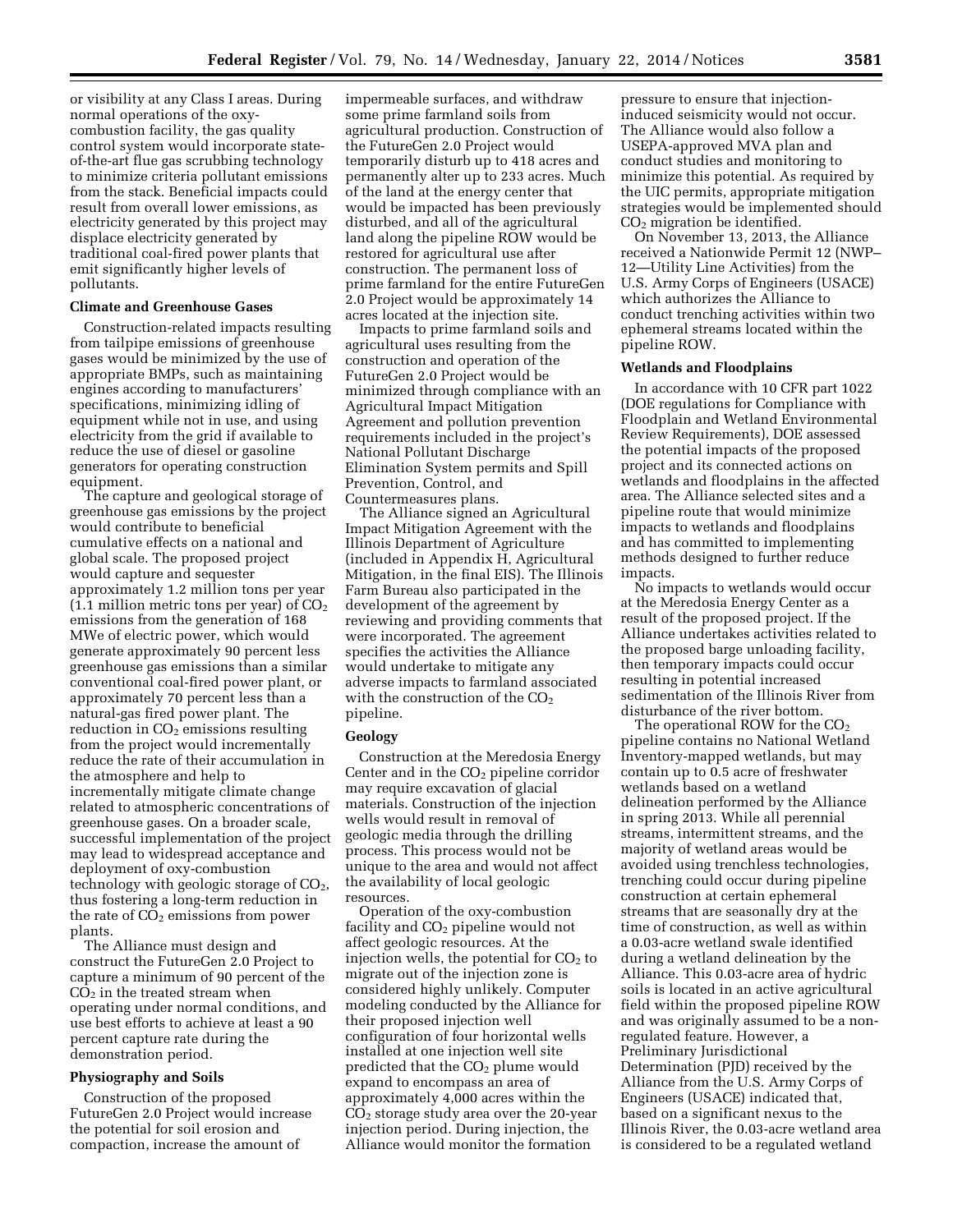or visibility at any Class I areas. During normal operations of the oxy-combustion facility, the gas quality control system would incorporate state-of-the-art flue gas scrubbing technology to minimize criteria pollutant emissions from the stack. Beneficial impacts could result from overall lower emissions, as electricity generated by this project may displace electricity generated by traditional coal-fired power plants that emit significantly higher levels of pollutants.

**Climate and Greenhouse Gases**

Construction-related impacts resulting from tailpipe emissions of greenhouse gases would be minimized by the use of appropriate BMPs, such as maintaining engines according to manufacturers' specifications, minimizing idling of equipment while not in use, and using electricity from the grid if available to reduce the use of diesel or gasoline generators for operating construction equipment.

The capture and geological storage of greenhouse gas emissions by the project would contribute to beneficial cumulative effects on a national and global scale. The proposed project would capture and sequester approximately 1.2 million tons per year (1.1 million metric tons per year) of $CO_2$ emissions from the generation of 168 MWe of electric power, which would generate approximately 90 percent less greenhouse gas emissions than a similar conventional coal-fired power plant, or approximately 70 percent less than a natural-gas fired power plant. The reduction in $CO_2$ emissions resulting from the project would incrementally reduce the rate of their accumulation in the atmosphere and help to incrementally mitigate climate change related to atmospheric concentrations of greenhouse gases. On a broader scale, successful implementation of the project may lead to widespread acceptance and deployment of oxy-combustion technology with geologic storage of $CO_2$, thus fostering a long-term reduction in the rate of $CO_2$ emissions from power plants.

The Alliance must design and construct the FutureGen 2.0 Project to capture a minimum of 90 percent of the $CO_2$ in the treated stream when operating under normal conditions, and use best efforts to achieve at least a 90 percent capture rate during the demonstration period.

**Physiography and Soils**

Construction of the proposed FutureGen 2.0 Project would increase the potential for soil erosion and compaction, increase the amount of impermeable surfaces, and withdraw some prime farmland soils from agricultural production. Construction of the FutureGen 2.0 Project would temporarily disturb up to 418 acres and permanently alter up to 233 acres. Much of the land at the energy center that would be impacted has been previously disturbed, and all of the agricultural land along the pipeline ROW would be restored for agricultural use after construction. The permanent loss of prime farmland for the entire FutureGen 2.0 Project would be approximately 14 acres located at the injection site.

Impacts to prime farmland soils and agricultural uses resulting from the construction and operation of the FutureGen 2.0 Project would be minimized through compliance with an Agricultural Impact Mitigation Agreement and pollution prevention requirements included in the project's National Pollutant Discharge Elimination System permits and Spill Prevention, Control, and Countermeasures plans.

The Alliance signed an Agricultural Impact Mitigation Agreement with the Illinois Department of Agriculture (included in Appendix H, Agricultural Mitigation, in the final EIS). The Illinois Farm Bureau also participated in the development of the agreement by reviewing and providing comments that were incorporated. The agreement specifies the activities the Alliance would undertake to mitigate any adverse impacts to farmland associated with the construction of the $CO_2$ pipeline.

**Geology**

Construction at the Meredosia Energy Center and in the $CO_2$ pipeline corridor may require excavation of glacial materials. Construction of the injection wells would result in removal of geologic media through the drilling process. This process would not be unique to the area and would not affect the availability of local geologic resources.

Operation of the oxy-combustion facility and $CO_2$ pipeline would not affect geologic resources. At the injection wells, the potential for $CO_2$ to migrate out of the injection zone is considered highly unlikely. Computer modeling conducted by the Alliance for their proposed injection well configuration of four horizontal wells installed at one injection well site predicted that the $CO_2$ plume would expand to encompass an area of approximately 4,000 acres within the $CO_2$ storage study area over the 20-year injection period. During injection, the Alliance would monitor the formation pressure to ensure that injection-induced seismicity would not occur. The Alliance would also follow a USEPA-approved MVA plan and conduct studies and monitoring to minimize this potential. As required by the UIC permits, appropriate mitigation strategies would be implemented should $CO_2$ migration be identified.

On November 13, 2013, the Alliance received a Nationwide Permit 12 (NWP–12—Utility Line Activities) from the U.S. Army Corps of Engineers (USACE) which authorizes the Alliance to conduct trenching activities within two ephemeral streams located within the pipeline ROW.

**Wetlands and Floodplains**

In accordance with 10 CFR part 1022 (DOE regulations for Compliance with Floodplain and Wetland Environmental Review Requirements), DOE assessed the potential impacts of the proposed project and its connected actions on wetlands and floodplains in the affected area. The Alliance selected sites and a pipeline route that would minimize impacts to wetlands and floodplains and has committed to implementing methods designed to further reduce impacts.

No impacts to wetlands would occur at the Meredosia Energy Center as a result of the proposed project. If the Alliance undertakes activities related to the proposed barge unloading facility, then temporary impacts could occur resulting in potential increased sedimentation of the Illinois River from disturbance of the river bottom.

The operational ROW for the $CO_2$ pipeline contains no National Wetland Inventory-mapped wetlands, but may contain up to 0.5 acre of freshwater wetlands based on a wetland delineation performed by the Alliance in spring 2013. While all perennial streams, intermittent streams, and the majority of wetland areas would be avoided using trenchless technologies, trenching could occur during pipeline construction at certain ephemeral streams that are seasonally dry at the time of construction, as well as within a 0.03-acre wetland swale identified during a wetland delineation by the Alliance. This 0.03-acre area of hydric soils is located in an active agricultural field within the proposed pipeline ROW and was originally assumed to be a non-regulated feature. However, a Preliminary Jurisdictional Determination (PJD) received by the Alliance from the U.S. Army Corps of Engineers (USACE) indicated that, based on a significant nexus to the Illinois River, the 0.03-acre wetland area is considered to be a regulated wetland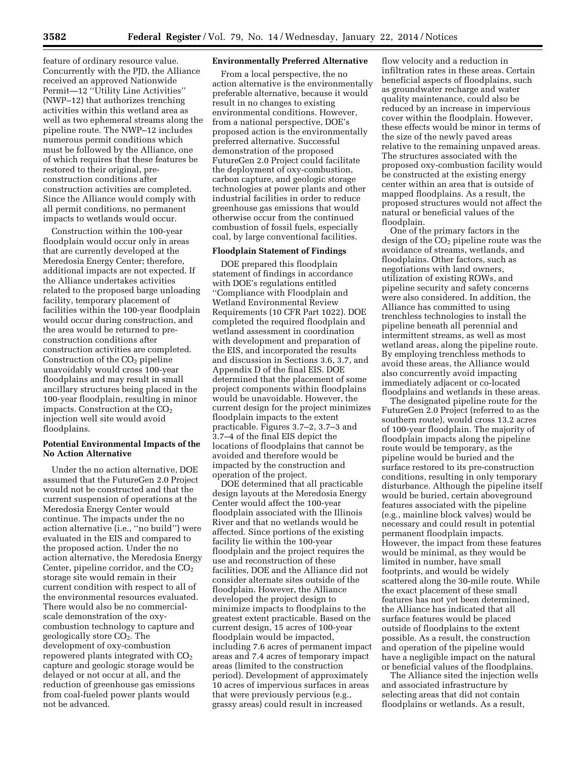feature of ordinary resource value. Concurrently with the PJD, the Alliance received an approved Nationwide Permit—12 ''Utility Line Activities'' (NWP–12) that authorizes trenching activities within this wetland area as well as two ephemeral streams along the pipeline route. The NWP–12 includes numerous permit conditions which must be followed by the Alliance, one of which requires that these features be restored to their original, pre-construction conditions after construction activities are completed. Since the Alliance would comply with all permit conditions, no permanent impacts to wetlands would occur.

Construction within the 100-year floodplain would occur only in areas that are currently developed at the Meredosia Energy Center; therefore, additional impacts are not expected. If the Alliance undertakes activities related to the proposed barge unloading facility, temporary placement of facilities within the 100-year floodplain would occur during construction, and the area would be returned to pre-construction conditions after construction activities are completed. Construction of the $CO_2$ pipeline unavoidably would cross 100-year floodplains and may result in small ancillary structures being placed in the 100-year floodplain, resulting in minor impacts. Construction at the $CO_2$ injection well site would avoid floodplains.

**Potential Environmental Impacts of the No Action Alternative**

Under the no action alternative, DOE assumed that the FutureGen 2.0 Project would not be constructed and that the current suspension of operations at the Meredosia Energy Center would continue. The impacts under the no action alternative (i.e., ''no build'') were evaluated in the EIS and compared to the proposed action. Under the no action alternative, the Meredosia Energy Center, pipeline corridor, and the $CO_2$ storage site would remain in their current condition with respect to all of the environmental resources evaluated. There would also be no commercial-scale demonstration of the oxy-combustion technology to capture and geologically store $CO_2$. The development of oxy-combustion repowered plants integrated with $CO_2$ capture and geologic storage would be delayed or not occur at all, and the reduction of greenhouse gas emissions from coal-fueled power plants would not be advanced.

**Environmentally Preferred Alternative**

From a local perspective, the no action alternative is the environmentally preferable alternative, because it would result in no changes to existing environmental conditions. However, from a national perspective, DOE's proposed action is the environmentally preferred alternative. Successful demonstration of the proposed FutureGen 2.0 Project could facilitate the deployment of oxy-combustion, carbon capture, and geologic storage technologies at power plants and other industrial facilities in order to reduce greenhouse gas emissions that would otherwise occur from the continued combustion of fossil fuels, especially coal, by large conventional facilities.

**Floodplain Statement of Findings**

DOE prepared this floodplain statement of findings in accordance with DOE's regulations entitled ''Compliance with Floodplain and Wetland Environmental Review Requirements (10 CFR Part 1022). DOE completed the required floodplain and wetland assessment in coordination with development and preparation of the EIS, and incorporated the results and discussion in Sections 3.6, 3.7, and Appendix D of the final EIS. DOE determined that the placement of some project components within floodplains would be unavoidable. However, the current design for the project minimizes floodplain impacts to the extent practicable. Figures 3.7–2, 3.7–3 and 3.7–4 of the final EIS depict the locations of floodplains that cannot be avoided and therefore would be impacted by the construction and operation of the project.

DOE determined that all practicable design layouts at the Meredosia Energy Center would affect the 100-year floodplain associated with the Illinois River and that no wetlands would be affected. Since portions of the existing facility lie within the 100-year floodplain and the project requires the use and reconstruction of these facilities, DOE and the Alliance did not consider alternate sites outside of the floodplain. However, the Alliance developed the project design to minimize impacts to floodplains to the greatest extent practicable. Based on the current design, 15 acres of 100-year floodplain would be impacted, including 7.6 acres of permanent impact areas and 7.4 acres of temporary impact areas (limited to the construction period). Development of approximately 10 acres of impervious surfaces in areas that were previously pervious (e.g., grassy areas) could result in increased flow velocity and a reduction in infiltration rates in these areas. Certain beneficial aspects of floodplains, such as groundwater recharge and water quality maintenance, could also be reduced by an increase in impervious cover within the floodplain. However, these effects would be minor in terms of the size of the newly paved areas relative to the remaining unpaved areas. The structures associated with the proposed oxy-combustion facility would be constructed at the existing energy center within an area that is outside of mapped floodplains. As a result, the proposed structures would not affect the natural or beneficial values of the floodplain.

One of the primary factors in the design of the $CO_2$ pipeline route was the avoidance of streams, wetlands, and floodplains. Other factors, such as negotiations with land owners, utilization of existing ROWs, and pipeline security and safety concerns were also considered. In addition, the Alliance has committed to using trenchless technologies to install the pipeline beneath all perennial and intermittent streams, as well as most wetland areas, along the pipeline route. By employing trenchless methods to avoid these areas, the Alliance would also concurrently avoid impacting immediately adjacent or co-located floodplains and wetlands in these areas.

The designated pipeline route for the FutureGen 2.0 Project (referred to as the southern route), would cross 13.2 acres of 100-year floodplain. The majority of floodplain impacts along the pipeline route would be temporary, as the pipeline would be buried and the surface restored to its pre-construction conditions, resulting in only temporary disturbance. Although the pipeline itself would be buried, certain aboveground features associated with the pipeline (e.g., mainline block valves) would be necessary and could result in potential permanent floodplain impacts. However, the impact from these features would be minimal, as they would be limited in number, have small footprints, and would be widely scattered along the 30-mile route. While the exact placement of these small features has not yet been determined, the Alliance has indicated that all surface features would be placed outside of floodplains to the extent possible. As a result, the construction and operation of the pipeline would have a negligible impact on the natural or beneficial values of the floodplains.

The Alliance sited the injection wells and associated infrastructure by selecting areas that did not contain floodplains or wetlands. As a result,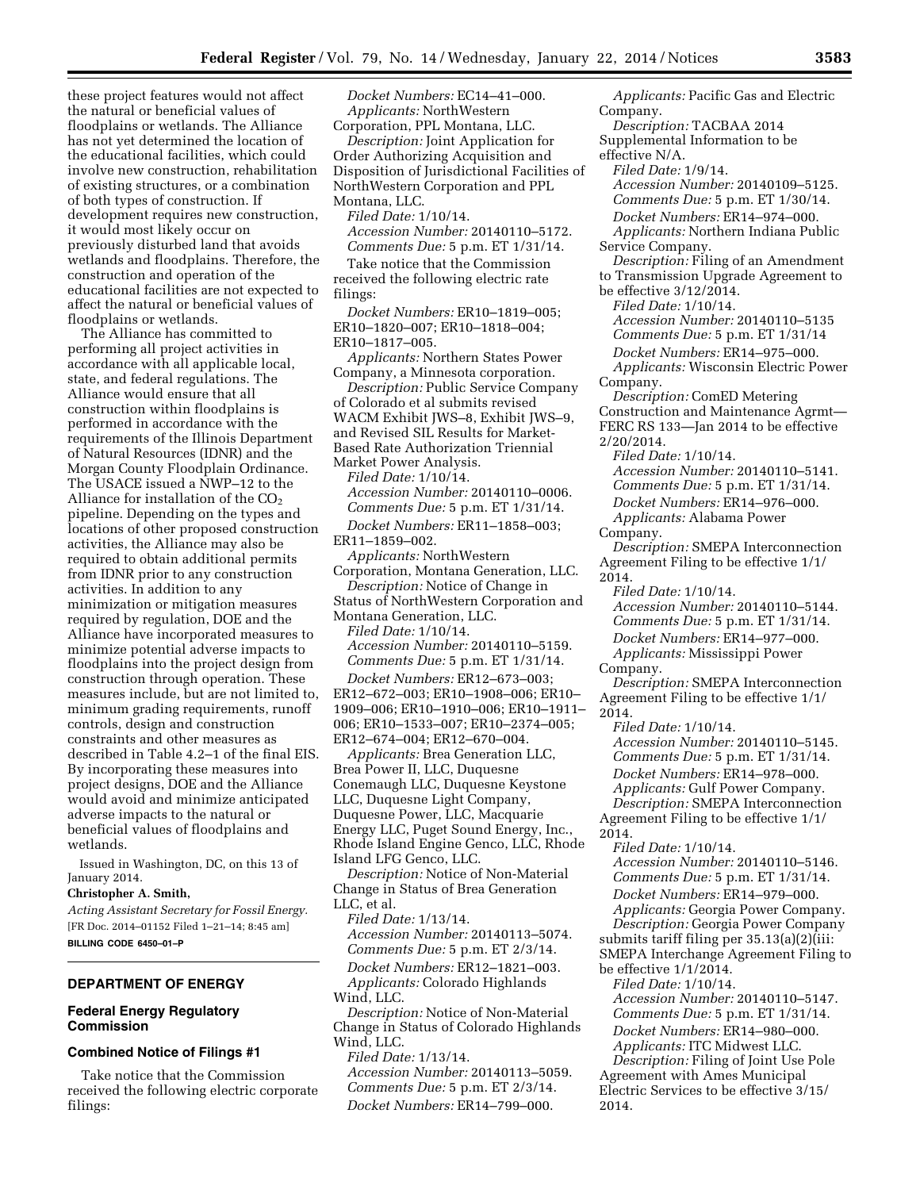these project features would not affect the natural or beneficial values of floodplains or wetlands. The Alliance has not yet determined the location of the educational facilities, which could involve new construction, rehabilitation of existing structures, or a combination of both types of construction. If development requires new construction, it would most likely occur on previously disturbed land that avoids wetlands and floodplains. Therefore, the construction and operation of the educational facilities are not expected to affect the natural or beneficial values of floodplains or wetlands.

The Alliance has committed to performing all project activities in accordance with all applicable local, state, and federal regulations. The Alliance would ensure that all construction within floodplains is performed in accordance with the requirements of the Illinois Department of Natural Resources (IDNR) and the Morgan County Floodplain Ordinance. The USACE issued a NWP–12 to the Alliance for installation of the $CO_2$ pipeline. Depending on the types and locations of other proposed construction activities, the Alliance may also be required to obtain additional permits from IDNR prior to any construction activities. In addition to any minimization or mitigation measures required by regulation, DOE and the Alliance have incorporated measures to minimize potential adverse impacts to floodplains into the project design from construction through operation. These measures include, but are not limited to, minimum grading requirements, runoff controls, design and construction constraints and other measures as described in Table 4.2–1 of the final EIS. By incorporating these measures into project designs, DOE and the Alliance would avoid and minimize anticipated adverse impacts to the natural or beneficial values of floodplains and wetlands.

Issued in Washington, DC, on this 13 of January 2014.

**Christopher A. Smith,**

*Acting Assistant Secretary for Fossil Energy.*

[FR Doc. 2014–01152 Filed 1–21–14; 8:45 am]

**BILLING CODE 6450–01–P**

## DEPARTMENT OF ENERGY

### Federal Energy Regulatory Commission

### Combined Notice of Filings #1

Take notice that the Commission received the following electric corporate filings:

*Docket Numbers:* EC14–41–000.
*Applicants:* NorthWestern Corporation, PPL Montana, LLC.
*Description:* Joint Application for Order Authorizing Acquisition and Disposition of Jurisdictional Facilities of NorthWestern Corporation and PPL Montana, LLC.
*Filed Date:* 1/10/14.
*Accession Number:* 20140110–5172.
*Comments Due:* 5 p.m. ET 1/31/14.

Take notice that the Commission received the following electric rate filings:

*Docket Numbers:* ER10–1819–005; ER10–1820–007; ER10–1818–004; ER10–1817–005.
*Applicants:* Northern States Power Company, a Minnesota corporation.
*Description:* Public Service Company of Colorado et al submits revised WACM Exhibit JWS–8, Exhibit JWS–9, and Revised SIL Results for Market-Based Rate Authorization Triennial Market Power Analysis.
*Filed Date:* 1/10/14.
*Accession Number:* 20140110–0006.
*Comments Due:* 5 p.m. ET 1/31/14.

*Docket Numbers:* ER11–1858–003; ER11–1859–002.
*Applicants:* NorthWestern Corporation, Montana Generation, LLC.
*Description:* Notice of Change in Status of NorthWestern Corporation and Montana Generation, LLC.
*Filed Date:* 1/10/14.
*Accession Number:* 20140110–5159.
*Comments Due:* 5 p.m. ET 1/31/14.

*Docket Numbers:* ER12–673–003; ER12–672–003; ER10–1908–006; ER10–1909–006; ER10–1910–006; ER10–1911–006; ER10–1533–007; ER10–2374–005; ER12–674–004; ER12–670–004.
*Applicants:* Brea Generation LLC, Brea Power II, LLC, Duquesne Conemaugh LLC, Duquesne Keystone LLC, Duquesne Light Company, Duquesne Power, LLC, Macquarie Energy LLC, Puget Sound Energy, Inc., Rhode Island Engine Genco, LLC, Rhode Island LFG Genco, LLC.
*Description:* Notice of Non-Material Change in Status of Brea Generation LLC, et al.
*Filed Date:* 1/13/14.
*Accession Number:* 20140113–5074.
*Comments Due:* 5 p.m. ET 2/3/14.

*Docket Numbers:* ER12–1821–003.
*Applicants:* Colorado Highlands Wind, LLC.
*Description:* Notice of Non-Material Change in Status of Colorado Highlands Wind, LLC.
*Filed Date:* 1/13/14.
*Accession Number:* 20140113–5059.
*Comments Due:* 5 p.m. ET 2/3/14.

*Docket Numbers:* ER14–799–000.
*Applicants:* Pacific Gas and Electric Company.
*Description:* TACBAA 2014 Supplemental Information to be effective N/A.
*Filed Date:* 1/9/14.
*Accession Number:* 20140109–5125.
*Comments Due:* 5 p.m. ET 1/30/14.

*Docket Numbers:* ER14–974–000.
*Applicants:* Northern Indiana Public Service Company.
*Description:* Filing of an Amendment to Transmission Upgrade Agreement to be effective 3/12/2014.
*Filed Date:* 1/10/14.
*Accession Number:* 20140110–5135
*Comments Due:* 5 p.m. ET 1/31/14

*Docket Numbers:* ER14–975–000.
*Applicants:* Wisconsin Electric Power Company.
*Description:* ComED Metering Construction and Maintenance Agrmt—FERC RS 133—Jan 2014 to be effective 2/20/2014.
*Filed Date:* 1/10/14.
*Accession Number:* 20140110–5141.
*Comments Due:* 5 p.m. ET 1/31/14.

*Docket Numbers:* ER14–976–000.
*Applicants:* Alabama Power Company.
*Description:* SMEPA Interconnection Agreement Filing to be effective 1/1/2014.
*Filed Date:* 1/10/14.
*Accession Number:* 20140110–5144.
*Comments Due:* 5 p.m. ET 1/31/14.

*Docket Numbers:* ER14–977–000.
*Applicants:* Mississippi Power Company.
*Description:* SMEPA Interconnection Agreement Filing to be effective 1/1/2014.
*Filed Date:* 1/10/14.
*Accession Number:* 20140110–5145.
*Comments Due:* 5 p.m. ET 1/31/14.

*Docket Numbers:* ER14–978–000.
*Applicants:* Gulf Power Company.
*Description:* SMEPA Interconnection Agreement Filing to be effective 1/1/2014.
*Filed Date:* 1/10/14.
*Accession Number:* 20140110–5146.
*Comments Due:* 5 p.m. ET 1/31/14.

*Docket Numbers:* ER14–979–000.
*Applicants:* Georgia Power Company.
*Description:* Georgia Power Company submits tariff filing per 35.13(a)(2)(iii: SMEPA Interchange Agreement Filing to be effective 1/1/2014.
*Filed Date:* 1/10/14.
*Accession Number:* 20140110–5147.
*Comments Due:* 5 p.m. ET 1/31/14.

*Docket Numbers:* ER14–980–000.
*Applicants:* ITC Midwest LLC.
*Description:* Filing of Joint Use Pole Agreement with Ames Municipal Electric Services to be effective 3/15/2014.